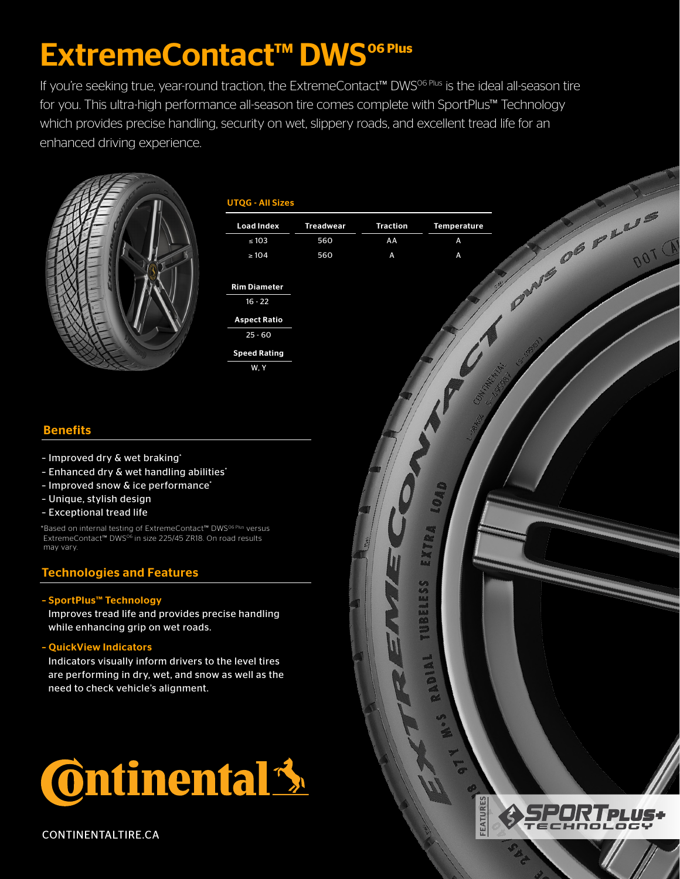# ExtremeContact™ DWS[06 Plus]

If you're seeking true, year-round traction, the ExtremeContact™ DWS[06 Plus] is the ideal all-season tire for you. This ultra-high performance all-season tire comes complete with SportPlus™ Technology which provides precise handling, security on wet, slippery roads, and excellent tread life for an enhanced driving experience.

**UTQG - All Sizes**

| Load Index | Treadwear | Traction | Temperature |
|---|---|---|---|
| ≤ 103 | 560 | AA | A |
| ≥ 104 | 560 | A | A |

| Rim Diameter |
|---|
| 16 - 22 |

| Aspect Ratio |
|---|
| 25 - 60 |

| Speed Rating |
|---|
| W, Y |

## Benefits

- Improved dry & wet braking*
- Enhanced dry & wet handling abilities*
- Improved snow & ice performance*
- Unique, stylish design
- Exceptional tread life

*Based on internal testing of ExtremeContact™ DWS[06 Plus] versus ExtremeContact™ DWS[06] in size 225/45 ZR18. On road results may vary.

## Technologies and Features

**- SportPlus™ Technology**

Improves tread life and provides precise handling while enhancing grip on wet roads.

**- QuickView Indicators**

Indicators visually inform drivers to the level tires are performing in dry, wet, and snow as well as the need to check vehicle's alignment.

Continental

CONTINENTALTIRE.CA

FEATURES SPORTPLUS+ TECHNOLOGY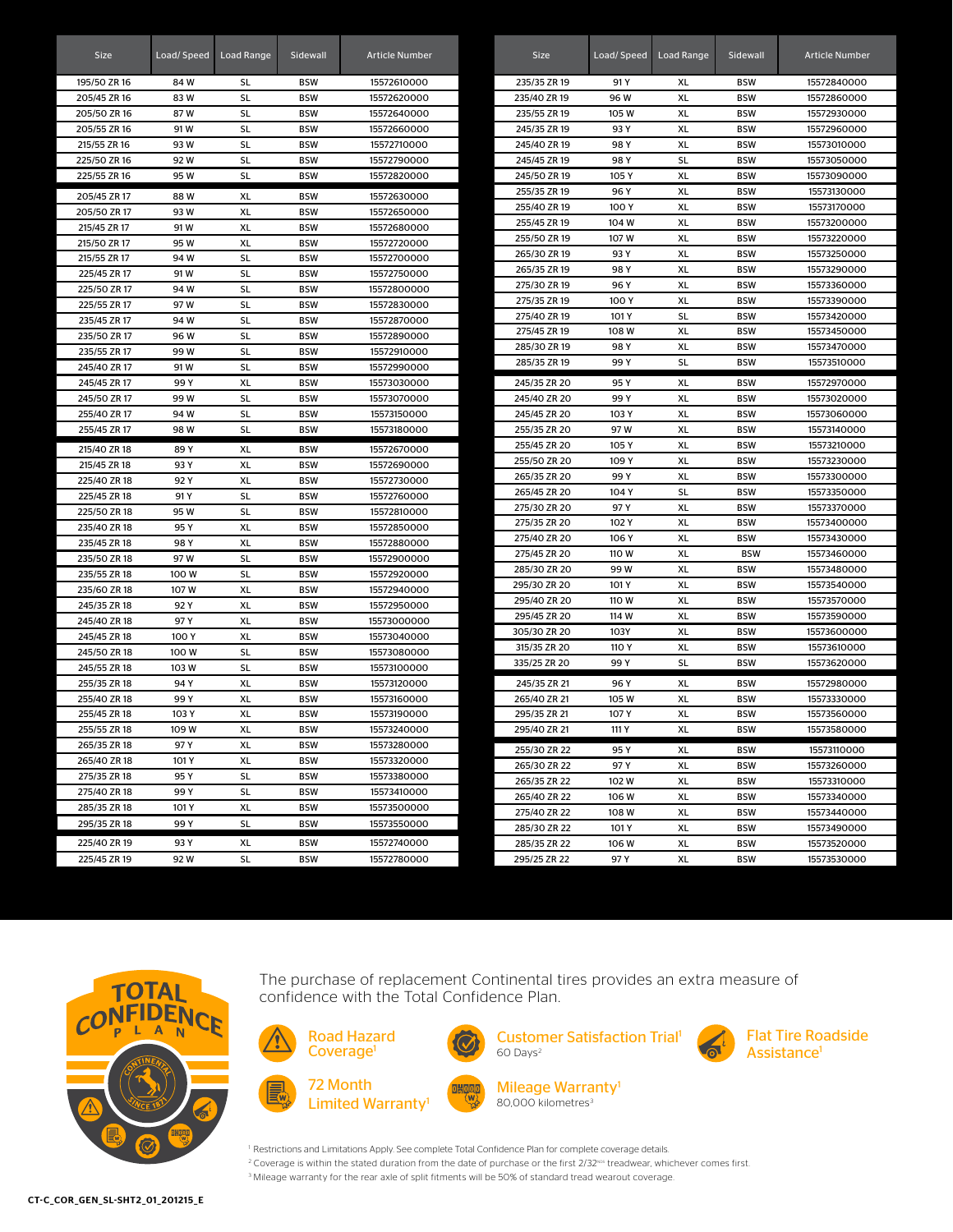| Size | Load/ Speed | Load Range | Sidewall | Article Number |
|---|---|---|---|---|
| 195/50 ZR 16 | 84 W | SL | BSW | 15572610000 |
| 205/45 ZR 16 | 83 W | SL | BSW | 15572620000 |
| 205/50 ZR 16 | 87 W | SL | BSW | 15572640000 |
| 205/55 ZR 16 | 91 W | SL | BSW | 15572660000 |
| 215/55 ZR 16 | 93 W | SL | BSW | 15572710000 |
| 225/50 ZR 16 | 92 W | SL | BSW | 15572790000 |
| 225/55 ZR 16 | 95 W | SL | BSW | 15572820000 |
| 205/45 ZR 17 | 88 W | XL | BSW | 15572630000 |
| 205/50 ZR 17 | 93 W | XL | BSW | 15572650000 |
| 215/45 ZR 17 | 91 W | XL | BSW | 15572680000 |
| 215/50 ZR 17 | 95 W | XL | BSW | 15572720000 |
| 215/55 ZR 17 | 94 W | SL | BSW | 15572700000 |
| 225/45 ZR 17 | 91 W | SL | BSW | 15572750000 |
| 225/50 ZR 17 | 94 W | SL | BSW | 15572800000 |
| 225/55 ZR 17 | 97 W | SL | BSW | 15572830000 |
| 235/45 ZR 17 | 94 W | SL | BSW | 15572870000 |
| 235/50 ZR 17 | 96 W | SL | BSW | 15572890000 |
| 235/55 ZR 17 | 99 W | SL | BSW | 15572910000 |
| 245/40 ZR 17 | 91 W | SL | BSW | 15572990000 |
| 245/45 ZR 17 | 99 Y | XL | BSW | 15573030000 |
| 245/50 ZR 17 | 99 W | SL | BSW | 15573070000 |
| 255/40 ZR 17 | 94 W | SL | BSW | 15573150000 |
| 255/45 ZR 17 | 98 W | SL | BSW | 15573180000 |
| 215/40 ZR 18 | 89 Y | XL | BSW | 15572670000 |
| 215/45 ZR 18 | 93 Y | XL | BSW | 15572690000 |
| 225/40 ZR 18 | 92 Y | XL | BSW | 15572730000 |
| 225/45 ZR 18 | 91 Y | SL | BSW | 15572760000 |
| 225/50 ZR 18 | 95 W | SL | BSW | 15572810000 |
| 235/40 ZR 18 | 95 Y | XL | BSW | 15572850000 |
| 235/45 ZR 18 | 98 Y | XL | BSW | 15572880000 |
| 235/50 ZR 18 | 97 W | SL | BSW | 15572900000 |
| 235/55 ZR 18 | 100 W | SL | BSW | 15572920000 |
| 235/60 ZR 18 | 107 W | XL | BSW | 15572940000 |
| 245/35 ZR 18 | 92 Y | XL | BSW | 15572950000 |
| 245/40 ZR 18 | 97 Y | XL | BSW | 15573000000 |
| 245/45 ZR 18 | 100 Y | XL | BSW | 15573040000 |
| 245/50 ZR 18 | 100 W | SL | BSW | 15573080000 |
| 245/55 ZR 18 | 103 W | SL | BSW | 15573100000 |
| 255/35 ZR 18 | 94 Y | XL | BSW | 15573120000 |
| 255/40 ZR 18 | 99 Y | XL | BSW | 15573160000 |
| 255/45 ZR 18 | 103 Y | XL | BSW | 15573190000 |
| 255/55 ZR 18 | 109 W | XL | BSW | 15573240000 |
| 265/35 ZR 18 | 97 Y | XL | BSW | 15573280000 |
| 265/40 ZR 18 | 101 Y | XL | BSW | 15573320000 |
| 275/35 ZR 18 | 95 Y | SL | BSW | 15573380000 |
| 275/40 ZR 18 | 99 Y | SL | BSW | 15573410000 |
| 285/35 ZR 18 | 101 Y | XL | BSW | 15573500000 |
| 295/35 ZR 18 | 99 Y | SL | BSW | 15573550000 |
| 225/40 ZR 19 | 93 Y | XL | BSW | 15572740000 |
| 225/45 ZR 19 | 92 W | SL | BSW | 15572780000 |
| 235/35 ZR 19 | 91 Y | XL | BSW | 15572840000 |
| 235/40 ZR 19 | 96 W | XL | BSW | 15572860000 |
| 235/55 ZR 19 | 105 W | XL | BSW | 15572930000 |
| 245/35 ZR 19 | 93 Y | XL | BSW | 15572960000 |
| 245/40 ZR 19 | 98 Y | XL | BSW | 15573010000 |
| 245/45 ZR 19 | 98 Y | SL | BSW | 15573050000 |
| 245/50 ZR 19 | 105 Y | XL | BSW | 15573090000 |
| 255/35 ZR 19 | 96 Y | XL | BSW | 15573130000 |
| 255/40 ZR 19 | 100 Y | XL | BSW | 15573170000 |
| 255/45 ZR 19 | 104 W | XL | BSW | 15573200000 |
| 255/50 ZR 19 | 107 W | XL | BSW | 15573220000 |
| 265/30 ZR 19 | 93 Y | XL | BSW | 15573250000 |
| 265/35 ZR 19 | 98 Y | XL | BSW | 15573290000 |
| 275/30 ZR 19 | 96 Y | XL | BSW | 15573360000 |
| 275/35 ZR 19 | 100 Y | XL | BSW | 15573390000 |
| 275/40 ZR 19 | 101 Y | SL | BSW | 15573420000 |
| 275/45 ZR 19 | 108 W | XL | BSW | 15573450000 |
| 285/30 ZR 19 | 98 Y | XL | BSW | 15573470000 |
| 285/35 ZR 19 | 99 Y | SL | BSW | 15573510000 |
| 245/35 ZR 20 | 95 Y | XL | BSW | 15572970000 |
| 245/40 ZR 20 | 99 Y | XL | BSW | 15573020000 |
| 245/45 ZR 20 | 103 Y | XL | BSW | 15573060000 |
| 255/35 ZR 20 | 97 W | XL | BSW | 15573140000 |
| 255/45 ZR 20 | 105 Y | XL | BSW | 15573210000 |
| 255/50 ZR 20 | 109 Y | XL | BSW | 15573230000 |
| 265/35 ZR 20 | 99 Y | XL | BSW | 15573300000 |
| 265/45 ZR 20 | 104 Y | SL | BSW | 15573350000 |
| 275/30 ZR 20 | 97 Y | XL | BSW | 15573370000 |
| 275/35 ZR 20 | 102 Y | XL | BSW | 15573400000 |
| 275/40 ZR 20 | 106 Y | XL | BSW | 15573430000 |
| 275/45 ZR 20 | 110 W | XL | BSW | 15573460000 |
| 285/30 ZR 20 | 99 W | XL | BSW | 15573480000 |
| 295/30 ZR 20 | 101 Y | XL | BSW | 15573540000 |
| 295/40 ZR 20 | 110 W | XL | BSW | 15573570000 |
| 295/45 ZR 20 | 114 W | XL | BSW | 15573590000 |
| 305/30 ZR 20 | 103Y | XL | BSW | 15573600000 |
| 315/35 ZR 20 | 110 Y | XL | BSW | 15573610000 |
| 335/25 ZR 20 | 99 Y | SL | BSW | 15573620000 |
| 245/35 ZR 21 | 96 Y | XL | BSW | 15572980000 |
| 265/40 ZR 21 | 105 W | XL | BSW | 15573330000 |
| 295/35 ZR 21 | 107 Y | XL | BSW | 15573560000 |
| 295/40 ZR 21 | 111 Y | XL | BSW | 15573580000 |
| 255/30 ZR 22 | 95 Y | XL | BSW | 15573110000 |
| 265/30 ZR 22 | 97 Y | XL | BSW | 15573260000 |
| 265/35 ZR 22 | 102 W | XL | BSW | 15573310000 |
| 265/40 ZR 22 | 106 W | XL | BSW | 15573340000 |
| 275/40 ZR 22 | 108 W | XL | BSW | 15573440000 |
| 285/30 ZR 22 | 101 Y | XL | BSW | 15573490000 |
| 285/35 ZR 22 | 106 W | XL | BSW | 15573520000 |
| 295/25 ZR 22 | 97 Y | XL | BSW | 15573530000 |

TOTAL CONFIDENCE PLAN

The purchase of replacement Continental tires provides an extra measure of confidence with the Total Confidence Plan.

- Road Hazard Coverage[1]
- Customer Satisfaction Trial[1] 60 Days[2]
- Flat Tire Roadside Assistance[1]
- 72 Month Limited Warranty[1]
- Mileage Warranty[1] 80,000 kilometres[3]

[1] Restrictions and Limitations Apply. See complete Total Confidence Plan for complete coverage details.
[2] Coverage is within the stated duration from the date of purchase or the first 2/32nds treadwear, whichever comes first.
[3] Mileage warranty for the rear axle of split fitments will be 50% of standard tread wearout coverage.

CT-C_COR_GEN_SL-SHT2_01_201215_E